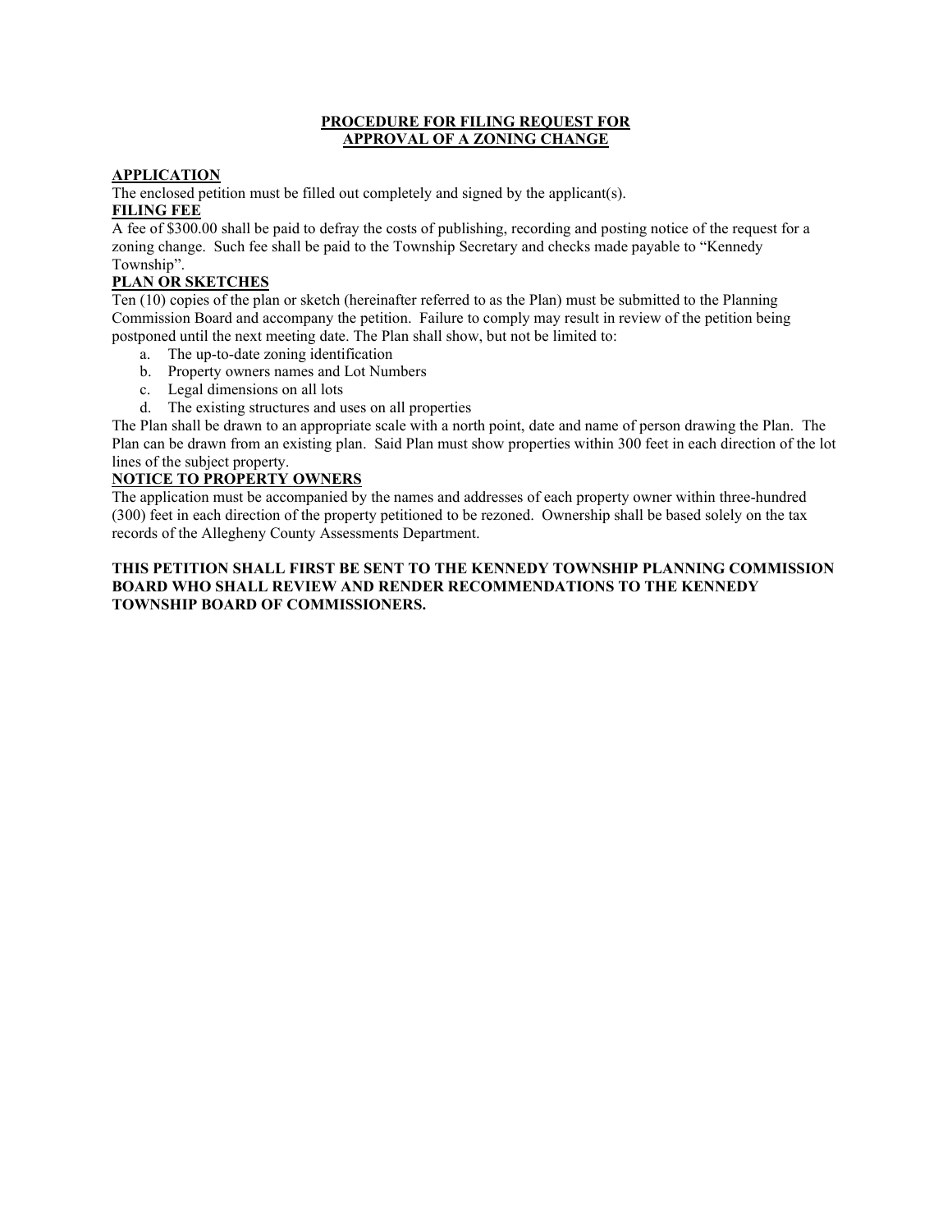# PROCEDURE FOR FILING REQUEST FOR APPROVAL OF A ZONING CHANGE

## APPLICATION

The enclosed petition must be filled out completely and signed by the applicant(s).

## FILING FEE

A fee of $300.00 shall be paid to defray the costs of publishing, recording and posting notice of the request for a zoning change. Such fee shall be paid to the Township Secretary and checks made payable to "Kennedy Township".

## PLAN OR SKETCHES

Ten (10) copies of the plan or sketch (hereinafter referred to as the Plan) must be submitted to the Planning Commission Board and accompany the petition. Failure to comply may result in review of the petition being postponed until the next meeting date. The Plan shall show, but not be limited to:

a. The up-to-date zoning identification
b. Property owners names and Lot Numbers
c. Legal dimensions on all lots
d. The existing structures and uses on all properties

The Plan shall be drawn to an appropriate scale with a north point, date and name of person drawing the Plan. The Plan can be drawn from an existing plan. Said Plan must show properties within 300 feet in each direction of the lot lines of the subject property.

## NOTICE TO PROPERTY OWNERS

The application must be accompanied by the names and addresses of each property owner within three-hundred (300) feet in each direction of the property petitioned to be rezoned. Ownership shall be based solely on the tax records of the Allegheny County Assessments Department.

**THIS PETITION SHALL FIRST BE SENT TO THE KENNEDY TOWNSHIP PLANNING COMMISSION BOARD WHO SHALL REVIEW AND RENDER RECOMMENDATIONS TO THE KENNEDY TOWNSHIP BOARD OF COMMISSIONERS.**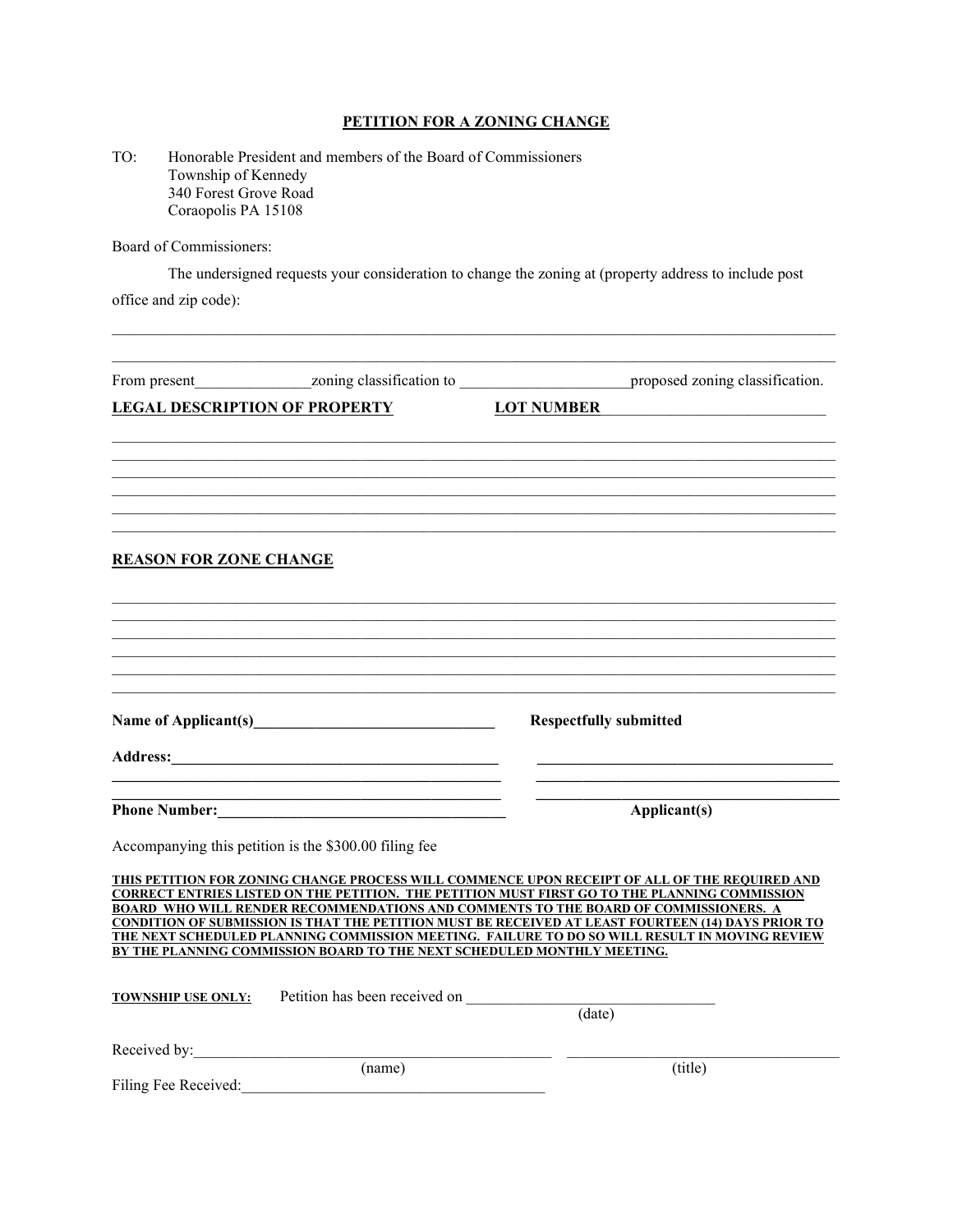# PETITION FOR A ZONING CHANGE

TO: Honorable President and members of the Board of Commissioners
Township of Kennedy
340 Forest Grove Road
Coraopolis PA 15108

Board of Commissioners:

The undersigned requests your consideration to change the zoning at (property address to include post office and zip code):

______________________________________________________________________________________________

______________________________________________________________________________________________

From present_______________zoning classification to ______________________proposed zoning classification.

**LEGAL DESCRIPTION OF PROPERTY** **LOT NUMBER**______________________________

______________________________________________________________________________________________
______________________________________________________________________________________________
______________________________________________________________________________________________
______________________________________________________________________________________________
______________________________________________________________________________________________
______________________________________________________________________________________________

**REASON FOR ZONE CHANGE**

______________________________________________________________________________________________
______________________________________________________________________________________________
______________________________________________________________________________________________
______________________________________________________________________________________________
______________________________________________________________________________________________
______________________________________________________________________________________________

**Name of Applicant(s)**________________________________ **Respectfully submitted**

**Address:**____________________________________________ ________________________________________

________________________________________________________ ________________________________________

________________________________________________________ ________________________________________

**Phone Number:**______________________________________ **Applicant(s)**

Accompanying this petition is the $300.00 filing fee

**THIS PETITION FOR ZONING CHANGE PROCESS WILL COMMENCE UPON RECEIPT OF ALL OF THE REQUIRED AND CORRECT ENTRIES LISTED ON THE PETITION. THE PETITION MUST FIRST GO TO THE PLANNING COMMISSION BOARD WHO WILL RENDER RECOMMENDATIONS AND COMMENTS TO THE BOARD OF COMMISSIONERS. A CONDITION OF SUBMISSION IS THAT THE PETITION MUST BE RECEIVED AT LEAST FOURTEEN (14) DAYS PRIOR TO THE NEXT SCHEDULED PLANNING COMMISSION MEETING. FAILURE TO DO SO WILL RESULT IN MOVING REVIEW BY THE PLANNING COMMISSION BOARD TO THE NEXT SCHEDULED MONTHLY MEETING.**

**TOWNSHIP USE ONLY:** Petition has been received on ________________________________
(date)

Received by:_______________________________________________ ___________________________________
(name) (title)

Filing Fee Received:_______________________________________